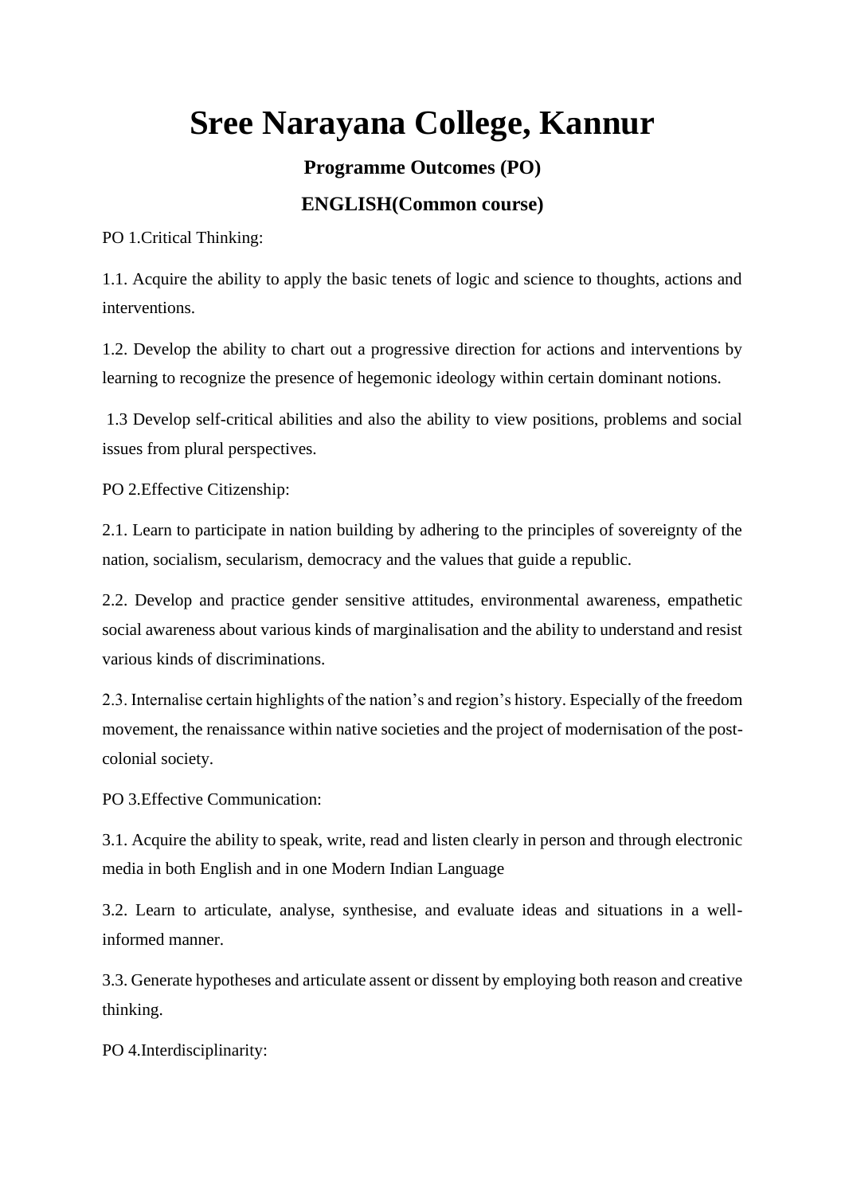# Sree Narayana College, Kannur

## Programme Outcomes (PO)

## ENGLISH(Common course)

PO 1.Critical Thinking:

1.1. Acquire the ability to apply the basic tenets of logic and science to thoughts, actions and interventions.

1.2. Develop the ability to chart out a progressive direction for actions and interventions by learning to recognize the presence of hegemonic ideology within certain dominant notions.

1.3 Develop self-critical abilities and also the ability to view positions, problems and social issues from plural perspectives.

PO 2.Effective Citizenship:

2.1. Learn to participate in nation building by adhering to the principles of sovereignty of the nation, socialism, secularism, democracy and the values that guide a republic.

2.2. Develop and practice gender sensitive attitudes, environmental awareness, empathetic social awareness about various kinds of marginalisation and the ability to understand and resist various kinds of discriminations.

2.3. Internalise certain highlights of the nation's and region's history. Especially of the freedom movement, the renaissance within native societies and the project of modernisation of the post-colonial society.

PO 3.Effective Communication:

3.1. Acquire the ability to speak, write, read and listen clearly in person and through electronic media in both English and in one Modern Indian Language

3.2. Learn to articulate, analyse, synthesise, and evaluate ideas and situations in a well-informed manner.

3.3. Generate hypotheses and articulate assent or dissent by employing both reason and creative thinking.

PO 4.Interdisciplinarity: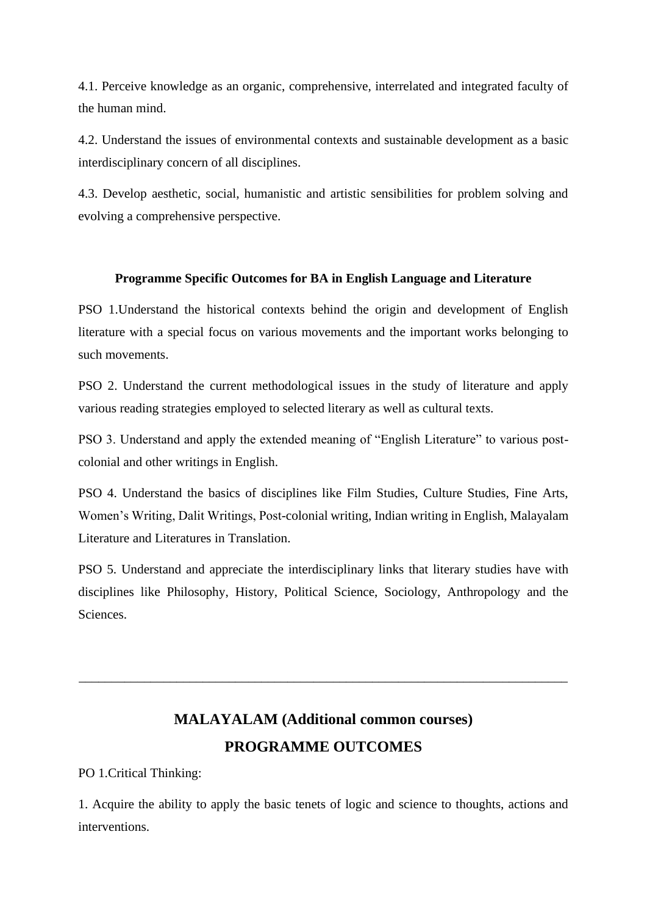4.1. Perceive knowledge as an organic, comprehensive, interrelated and integrated faculty of the human mind.

4.2. Understand the issues of environmental contexts and sustainable development as a basic interdisciplinary concern of all disciplines.

4.3. Develop aesthetic, social, humanistic and artistic sensibilities for problem solving and evolving a comprehensive perspective.

**Programme Specific Outcomes for BA in English Language and Literature**

PSO 1.Understand the historical contexts behind the origin and development of English literature with a special focus on various movements and the important works belonging to such movements.

PSO 2. Understand the current methodological issues in the study of literature and apply various reading strategies employed to selected literary as well as cultural texts.

PSO 3. Understand and apply the extended meaning of "English Literature" to various post-colonial and other writings in English.

PSO 4. Understand the basics of disciplines like Film Studies, Culture Studies, Fine Arts, Women's Writing, Dalit Writings, Post-colonial writing, Indian writing in English, Malayalam Literature and Literatures in Translation.

PSO 5. Understand and appreciate the interdisciplinary links that literary studies have with disciplines like Philosophy, History, Political Science, Sociology, Anthropology and the Sciences.

---

## MALAYALAM (Additional common courses)

## PROGRAMME OUTCOMES

PO 1.Critical Thinking:

1. Acquire the ability to apply the basic tenets of logic and science to thoughts, actions and interventions.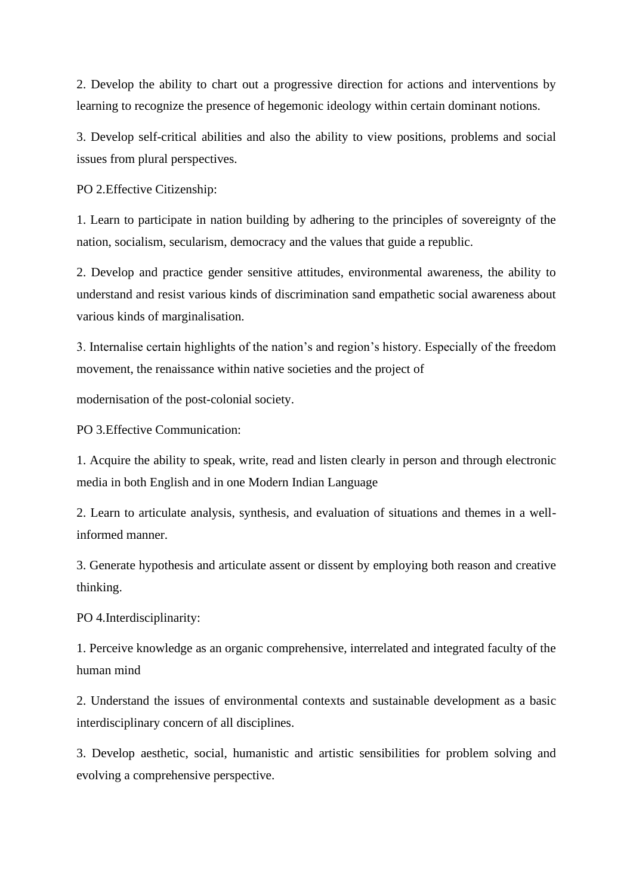2. Develop the ability to chart out a progressive direction for actions and interventions by learning to recognize the presence of hegemonic ideology within certain dominant notions.

3. Develop self-critical abilities and also the ability to view positions, problems and social issues from plural perspectives.

PO 2.Effective Citizenship:

1. Learn to participate in nation building by adhering to the principles of sovereignty of the nation, socialism, secularism, democracy and the values that guide a republic.

2. Develop and practice gender sensitive attitudes, environmental awareness, the ability to understand and resist various kinds of discrimination sand empathetic social awareness about various kinds of marginalisation.

3. Internalise certain highlights of the nation's and region's history. Especially of the freedom movement, the renaissance within native societies and the project of

modernisation of the post-colonial society.

PO 3.Effective Communication:

1. Acquire the ability to speak, write, read and listen clearly in person and through electronic media in both English and in one Modern Indian Language

2. Learn to articulate analysis, synthesis, and evaluation of situations and themes in a well-informed manner.

3. Generate hypothesis and articulate assent or dissent by employing both reason and creative thinking.

PO 4.Interdisciplinarity:

1. Perceive knowledge as an organic comprehensive, interrelated and integrated faculty of the human mind

2. Understand the issues of environmental contexts and sustainable development as a basic interdisciplinary concern of all disciplines.

3. Develop aesthetic, social, humanistic and artistic sensibilities for problem solving and evolving a comprehensive perspective.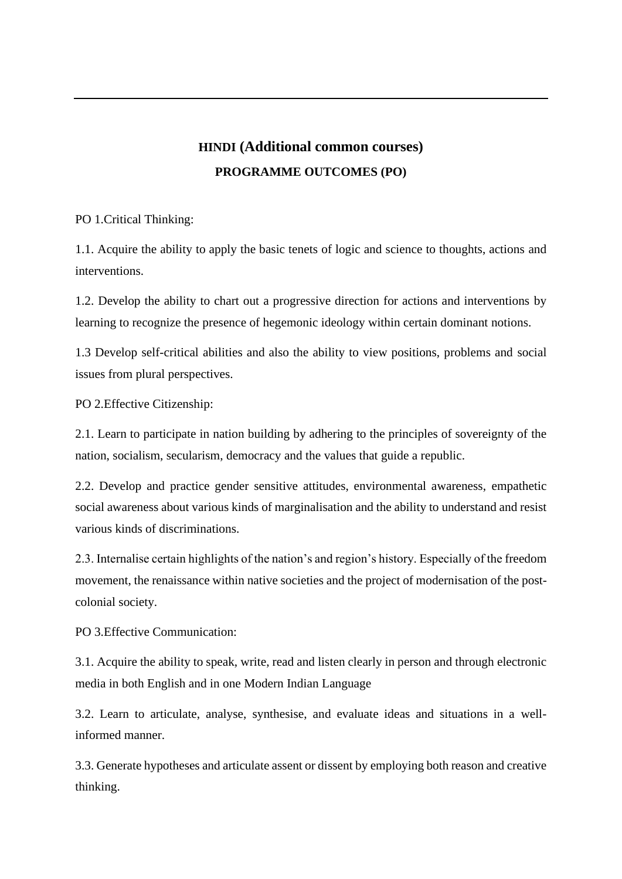# HINDI (Additional common courses)

## PROGRAMME OUTCOMES (PO)

PO 1.Critical Thinking:

1.1. Acquire the ability to apply the basic tenets of logic and science to thoughts, actions and interventions.

1.2. Develop the ability to chart out a progressive direction for actions and interventions by learning to recognize the presence of hegemonic ideology within certain dominant notions.

1.3 Develop self-critical abilities and also the ability to view positions, problems and social issues from plural perspectives.

PO 2.Effective Citizenship:

2.1. Learn to participate in nation building by adhering to the principles of sovereignty of the nation, socialism, secularism, democracy and the values that guide a republic.

2.2. Develop and practice gender sensitive attitudes, environmental awareness, empathetic social awareness about various kinds of marginalisation and the ability to understand and resist various kinds of discriminations.

2.3. Internalise certain highlights of the nation's and region's history. Especially of the freedom movement, the renaissance within native societies and the project of modernisation of the post-colonial society.

PO 3.Effective Communication:

3.1. Acquire the ability to speak, write, read and listen clearly in person and through electronic media in both English and in one Modern Indian Language

3.2. Learn to articulate, analyse, synthesise, and evaluate ideas and situations in a well-informed manner.

3.3. Generate hypotheses and articulate assent or dissent by employing both reason and creative thinking.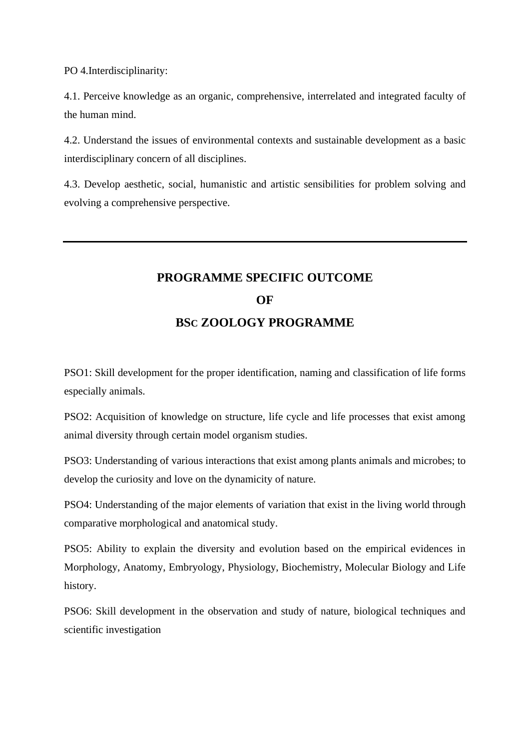PO 4.Interdisciplinarity:

4.1. Perceive knowledge as an organic, comprehensive, interrelated and integrated faculty of the human mind.

4.2. Understand the issues of environmental contexts and sustainable development as a basic interdisciplinary concern of all disciplines.

4.3. Develop aesthetic, social, humanistic and artistic sensibilities for problem solving and evolving a comprehensive perspective.

---

# PROGRAMME SPECIFIC OUTCOME
# OF
# BSc ZOOLOGY PROGRAMME

PSO1: Skill development for the proper identification, naming and classification of life forms especially animals.

PSO2: Acquisition of knowledge on structure, life cycle and life processes that exist among animal diversity through certain model organism studies.

PSO3: Understanding of various interactions that exist among plants animals and microbes; to develop the curiosity and love on the dynamicity of nature.

PSO4: Understanding of the major elements of variation that exist in the living world through comparative morphological and anatomical study.

PSO5: Ability to explain the diversity and evolution based on the empirical evidences in Morphology, Anatomy, Embryology, Physiology, Biochemistry, Molecular Biology and Life history.

PSO6: Skill development in the observation and study of nature, biological techniques and scientific investigation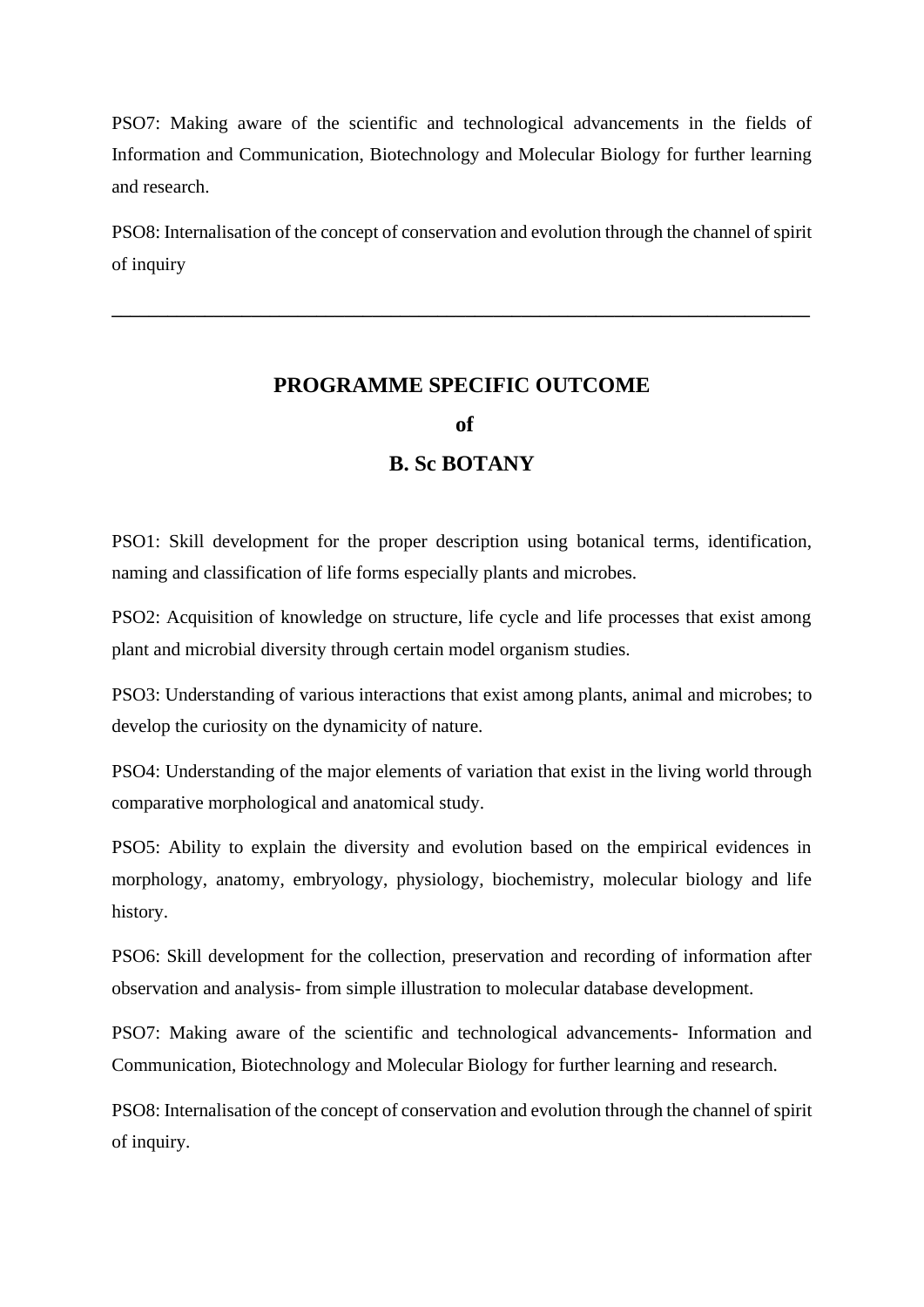PSO7: Making aware of the scientific and technological advancements in the fields of Information and Communication, Biotechnology and Molecular Biology for further learning and research.

PSO8: Internalisation of the concept of conservation and evolution through the channel of spirit of inquiry

---

## PROGRAMME SPECIFIC OUTCOME

## of

## B. Sc BOTANY

PSO1: Skill development for the proper description using botanical terms, identification, naming and classification of life forms especially plants and microbes.

PSO2: Acquisition of knowledge on structure, life cycle and life processes that exist among plant and microbial diversity through certain model organism studies.

PSO3: Understanding of various interactions that exist among plants, animal and microbes; to develop the curiosity on the dynamicity of nature.

PSO4: Understanding of the major elements of variation that exist in the living world through comparative morphological and anatomical study.

PSO5: Ability to explain the diversity and evolution based on the empirical evidences in morphology, anatomy, embryology, physiology, biochemistry, molecular biology and life history.

PSO6: Skill development for the collection, preservation and recording of information after observation and analysis- from simple illustration to molecular database development.

PSO7: Making aware of the scientific and technological advancements- Information and Communication, Biotechnology and Molecular Biology for further learning and research.

PSO8: Internalisation of the concept of conservation and evolution through the channel of spirit of inquiry.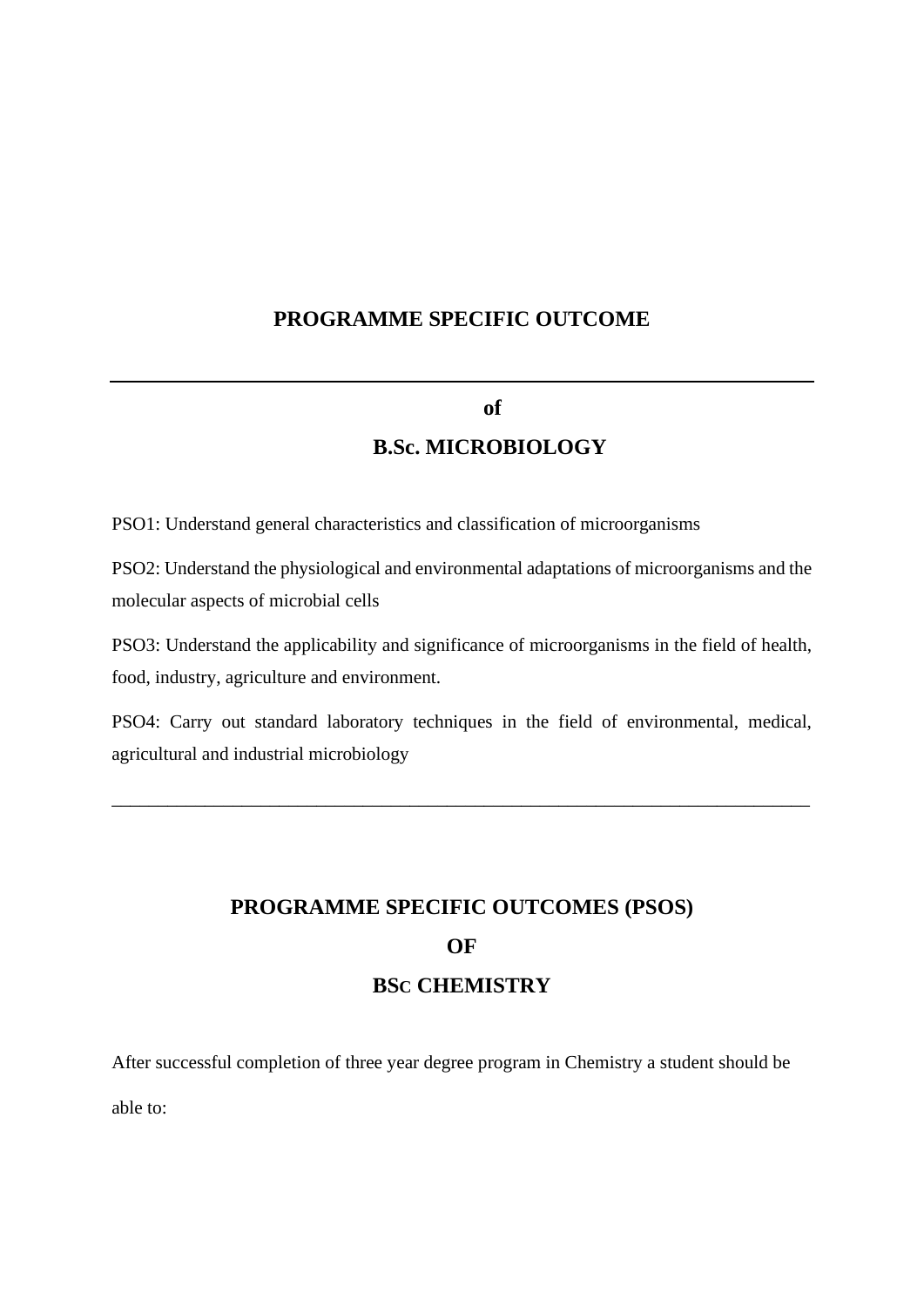## PROGRAMME SPECIFIC OUTCOME

---

**of**

## B.Sc. MICROBIOLOGY

PSO1: Understand general characteristics and classification of microorganisms

PSO2: Understand the physiological and environmental adaptations of microorganisms and the molecular aspects of microbial cells

PSO3: Understand the applicability and significance of microorganisms in the field of health, food, industry, agriculture and environment.

PSO4: Carry out standard laboratory techniques in the field of environmental, medical, agricultural and industrial microbiology

---

## PROGRAMME SPECIFIC OUTCOMES (PSOS)

## OF

## BSc CHEMISTRY

After successful completion of three year degree program in Chemistry a student should be able to: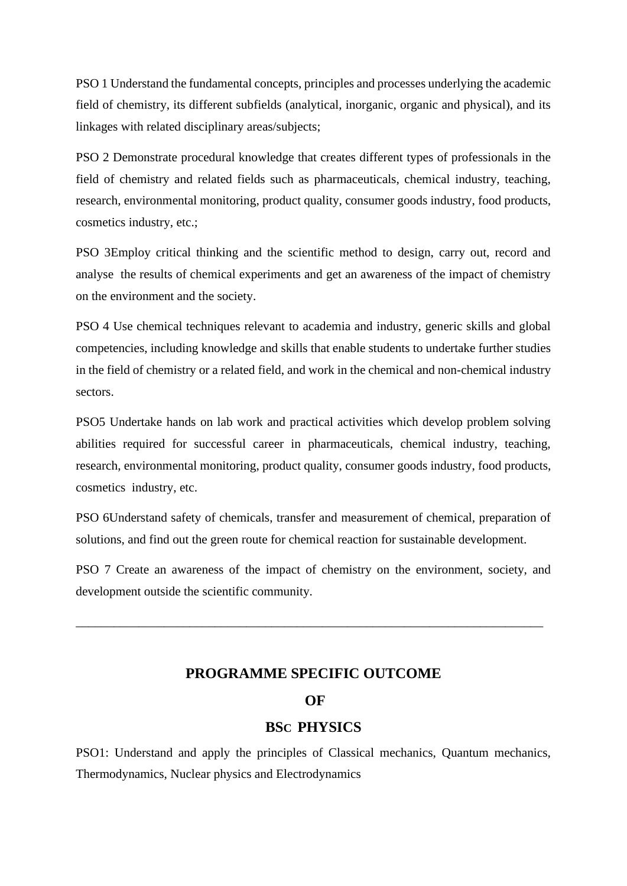PSO 1 Understand the fundamental concepts, principles and processes underlying the academic field of chemistry, its different subfields (analytical, inorganic, organic and physical), and its linkages with related disciplinary areas/subjects;

PSO 2 Demonstrate procedural knowledge that creates different types of professionals in the field of chemistry and related fields such as pharmaceuticals, chemical industry, teaching, research, environmental monitoring, product quality, consumer goods industry, food products, cosmetics industry, etc.;

PSO 3Employ critical thinking and the scientific method to design, carry out, record and analyse the results of chemical experiments and get an awareness of the impact of chemistry on the environment and the society.

PSO 4 Use chemical techniques relevant to academia and industry, generic skills and global competencies, including knowledge and skills that enable students to undertake further studies in the field of chemistry or a related field, and work in the chemical and non-chemical industry sectors.

PSO5 Undertake hands on lab work and practical activities which develop problem solving abilities required for successful career in pharmaceuticals, chemical industry, teaching, research, environmental monitoring, product quality, consumer goods industry, food products, cosmetics industry, etc.

PSO 6Understand safety of chemicals, transfer and measurement of chemical, preparation of solutions, and find out the green route for chemical reaction for sustainable development.

PSO 7 Create an awareness of the impact of chemistry on the environment, society, and development outside the scientific community.

---

## PROGRAMME SPECIFIC OUTCOME

## OF

## BSC PHYSICS

PSO1: Understand and apply the principles of Classical mechanics, Quantum mechanics, Thermodynamics, Nuclear physics and Electrodynamics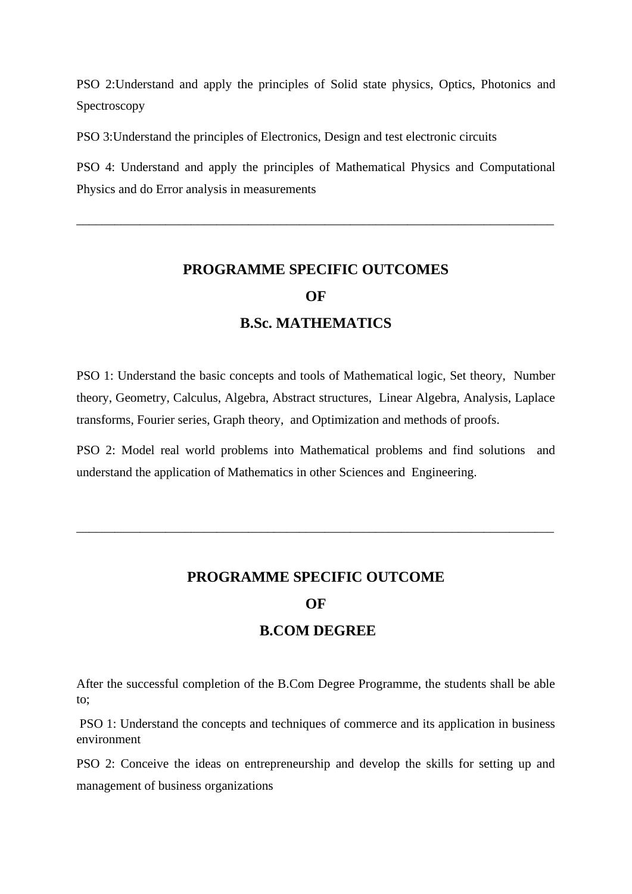PSO 2:Understand and apply the principles of Solid state physics, Optics, Photonics and Spectroscopy

PSO 3:Understand the principles of Electronics, Design and test electronic circuits

PSO 4: Understand and apply the principles of Mathematical Physics and Computational Physics and do Error analysis in measurements

---

## PROGRAMME SPECIFIC OUTCOMES
## OF
## B.Sc. MATHEMATICS

PSO 1: Understand the basic concepts and tools of Mathematical logic, Set theory, Number theory, Geometry, Calculus, Algebra, Abstract structures, Linear Algebra, Analysis, Laplace transforms, Fourier series, Graph theory, and Optimization and methods of proofs.

PSO 2: Model real world problems into Mathematical problems and find solutions and understand the application of Mathematics in other Sciences and Engineering.

---

## PROGRAMME SPECIFIC OUTCOME
## OF
## B.COM DEGREE

After the successful completion of the B.Com Degree Programme, the students shall be able to;

PSO 1: Understand the concepts and techniques of commerce and its application in business environment

PSO 2: Conceive the ideas on entrepreneurship and develop the skills for setting up and management of business organizations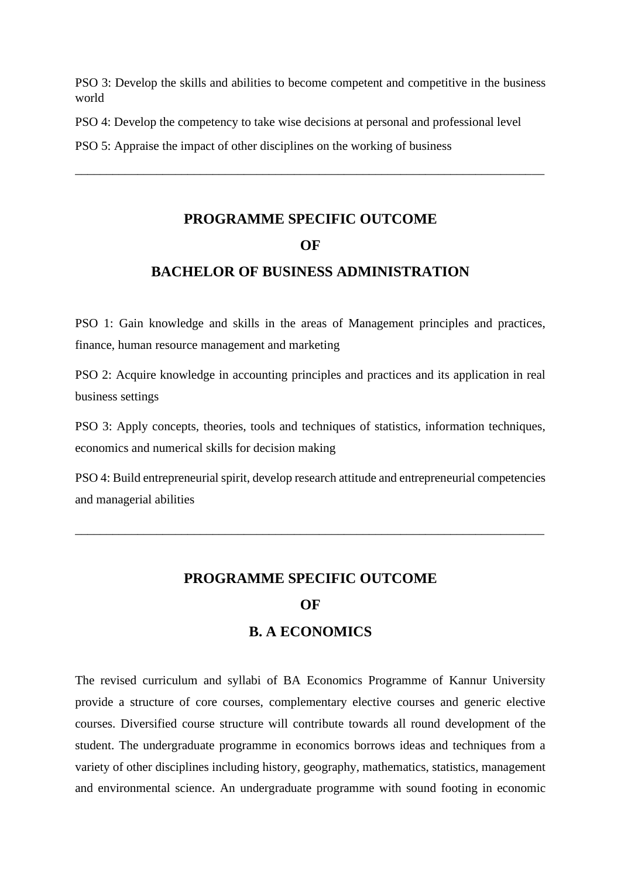PSO 3: Develop the skills and abilities to become competent and competitive in the business world

PSO 4: Develop the competency to take wise decisions at personal and professional level

PSO 5: Appraise the impact of other disciplines on the working of business

---

## PROGRAMME SPECIFIC OUTCOME

## OF

## BACHELOR OF BUSINESS ADMINISTRATION

PSO 1: Gain knowledge and skills in the areas of Management principles and practices, finance, human resource management and marketing

PSO 2: Acquire knowledge in accounting principles and practices and its application in real business settings

PSO 3: Apply concepts, theories, tools and techniques of statistics, information techniques, economics and numerical skills for decision making

PSO 4: Build entrepreneurial spirit, develop research attitude and entrepreneurial competencies and managerial abilities

---

## PROGRAMME SPECIFIC OUTCOME

## OF

## B. A ECONOMICS

The revised curriculum and syllabi of BA Economics Programme of Kannur University provide a structure of core courses, complementary elective courses and generic elective courses. Diversified course structure will contribute towards all round development of the student. The undergraduate programme in economics borrows ideas and techniques from a variety of other disciplines including history, geography, mathematics, statistics, management and environmental science. An undergraduate programme with sound footing in economic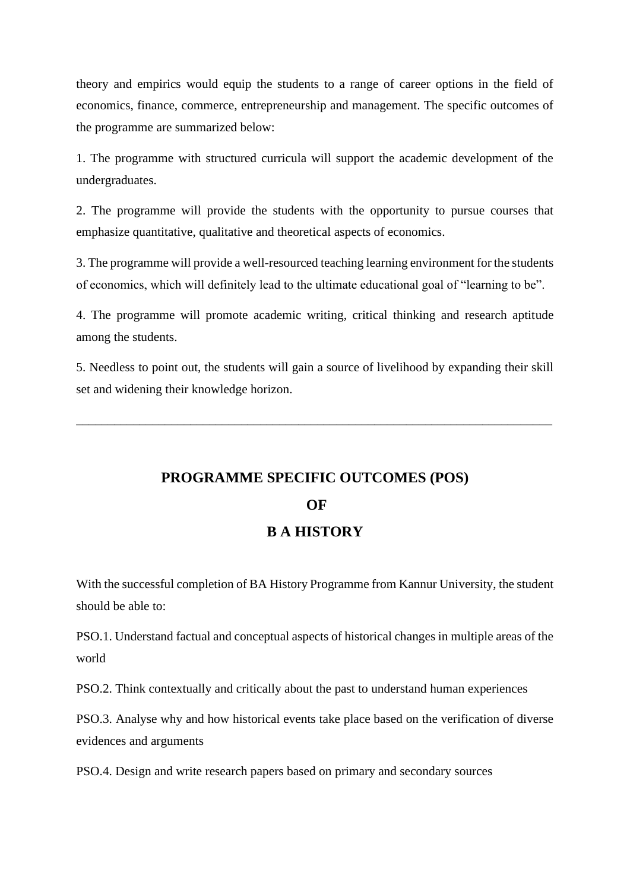theory and empirics would equip the students to a range of career options in the field of economics, finance, commerce, entrepreneurship and management. The specific outcomes of the programme are summarized below:

1. The programme with structured curricula will support the academic development of the undergraduates.

2. The programme will provide the students with the opportunity to pursue courses that emphasize quantitative, qualitative and theoretical aspects of economics.

3. The programme will provide a well-resourced teaching learning environment for the students of economics, which will definitely lead to the ultimate educational goal of "learning to be".

4. The programme will promote academic writing, critical thinking and research aptitude among the students.

5. Needless to point out, the students will gain a source of livelihood by expanding their skill set and widening their knowledge horizon.

---

## PROGRAMME SPECIFIC OUTCOMES (POS) OF B A HISTORY

With the successful completion of BA History Programme from Kannur University, the student should be able to:

PSO.1. Understand factual and conceptual aspects of historical changes in multiple areas of the world

PSO.2. Think contextually and critically about the past to understand human experiences

PSO.3. Analyse why and how historical events take place based on the verification of diverse evidences and arguments

PSO.4. Design and write research papers based on primary and secondary sources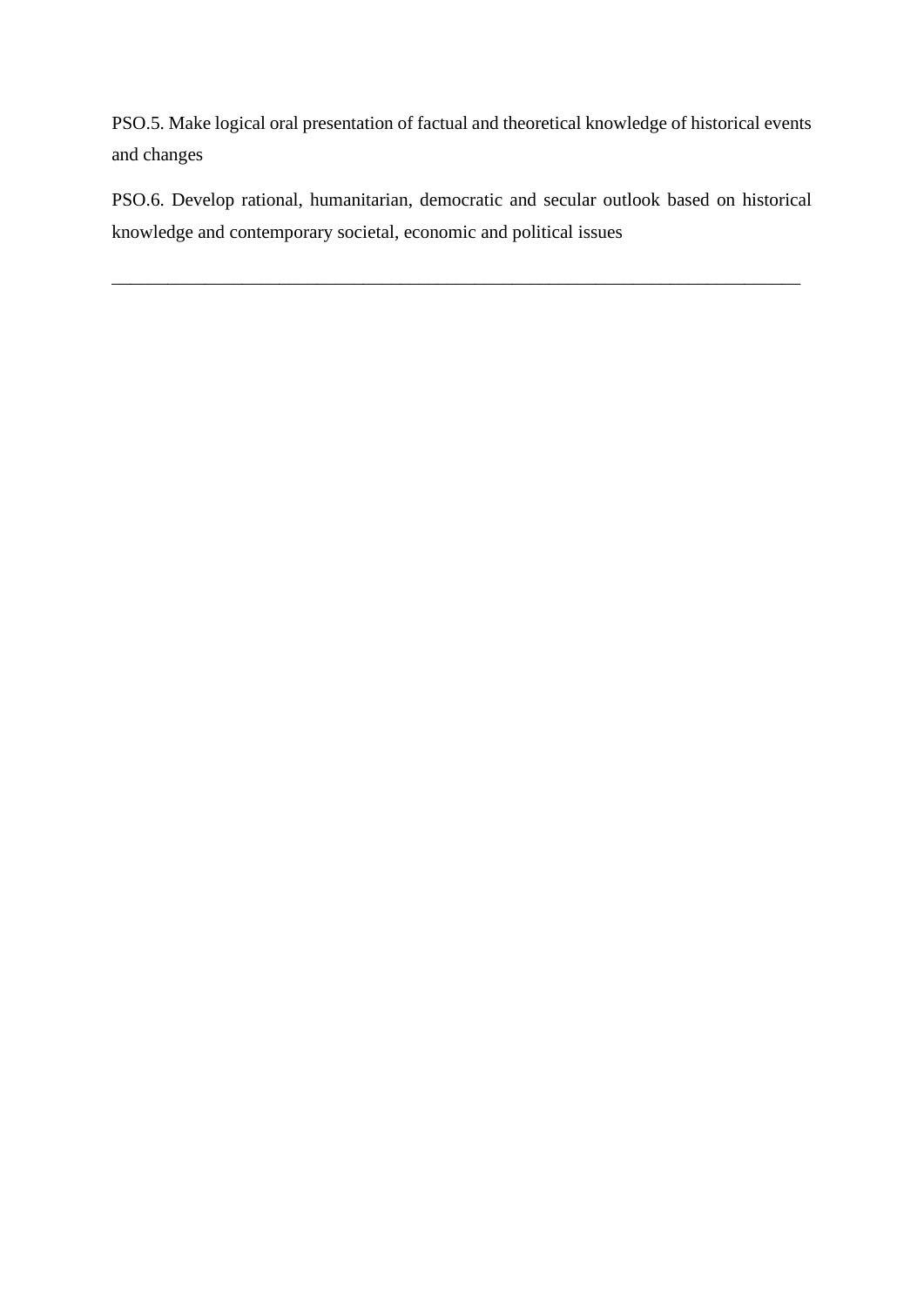PSO.5. Make logical oral presentation of factual and theoretical knowledge of historical events and changes

PSO.6. Develop rational, humanitarian, democratic and secular outlook based on historical knowledge and contemporary societal, economic and political issues

---